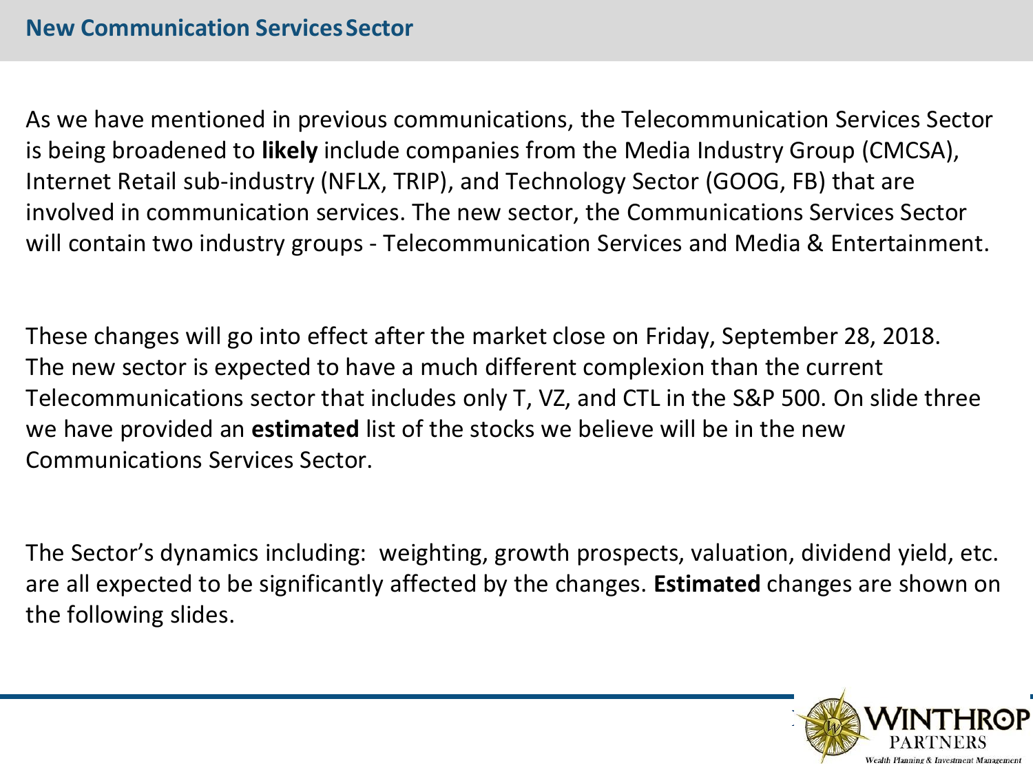## New Communication Services Sector

As we have mentioned in previous communications, the Telecommunication Services Sector is being broadened to **likely** include companies from the Media Industry Group (CMCSA), Internet Retail sub-industry (NFLX, TRIP), and Technology Sector (GOOG, FB) that are involved in communication services. The new sector, the Communications Services Sector will contain two industry groups - Telecommunication Services and Media & Entertainment.

These changes will go into effect after the market close on Friday, September 28, 2018. The new sector is expected to have a much different complexion than the current Telecommunications sector that includes only T, VZ, and CTL in the S&P 500. On slide three we have provided an **estimated** list of the stocks we believe will be in the new Communications Services Sector.

The Sector's dynamics including: weighting, growth prospects, valuation, dividend yield, etc. are all expected to be significantly affected by the changes. **Estimated** changes are shown on the following slides.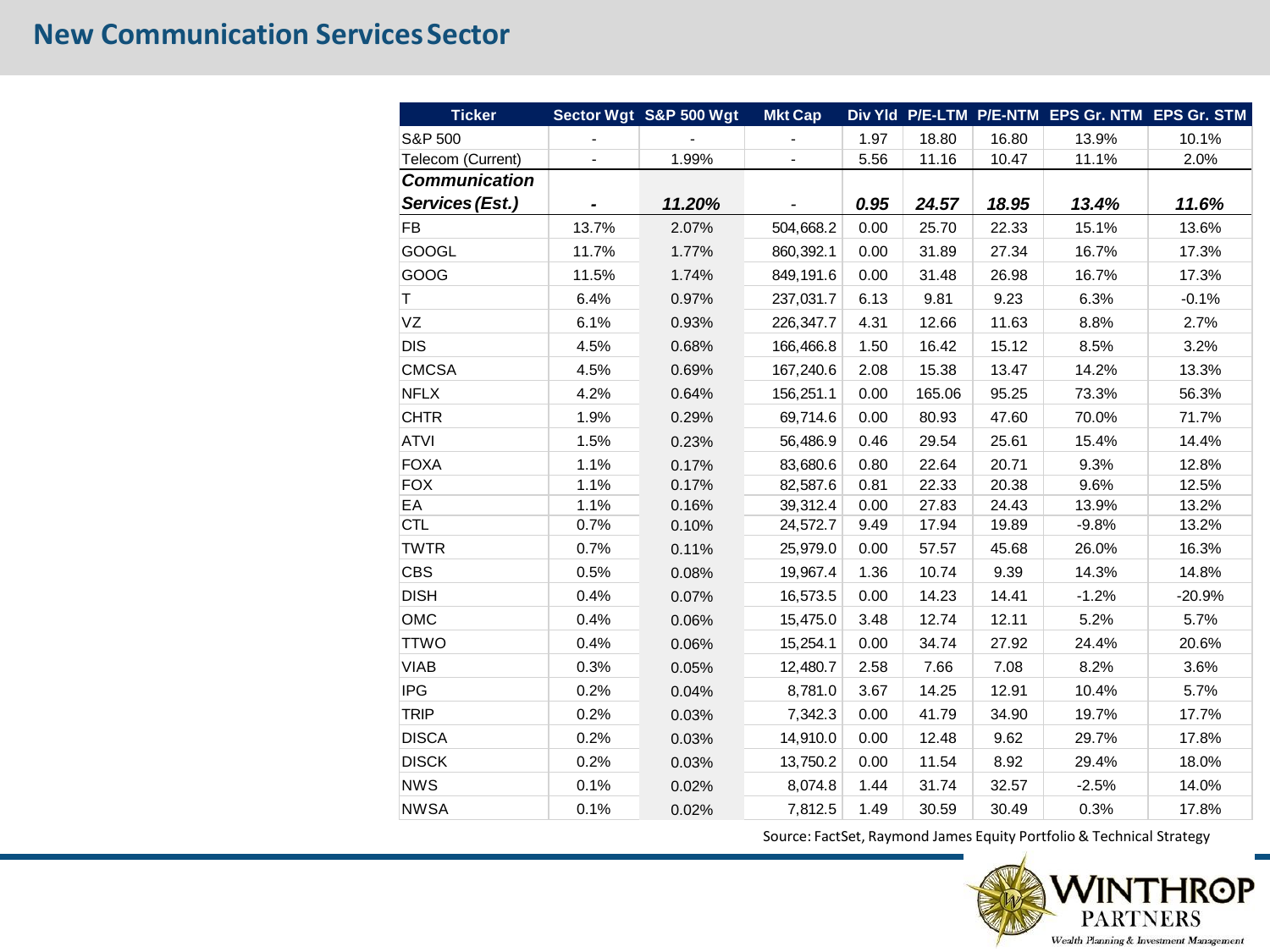# New Communication Services Sector

| Ticker | Sector Wgt | S&P 500 Wgt | Mkt Cap | Div Yld | P/E-LTM | P/E-NTM | EPS Gr. NTM | EPS Gr. STM |
|---|---|---|---|---|---|---|---|---|
| S&P 500 | - | - | - | 1.97 | 18.80 | 16.80 | 13.9% | 10.1% |
| Telecom (Current) | - | 1.99% | - | 5.56 | 11.16 | 10.47 | 11.1% | 2.0% |
| ***Communication Services (Est.)*** | ***-*** | ***11.20%*** | - | ***0.95*** | ***24.57*** | ***18.95*** | ***13.4%*** | ***11.6%*** |
| FB | 13.7% | 2.07% | 504,668.2 | 0.00 | 25.70 | 22.33 | 15.1% | 13.6% |
| GOOGL | 11.7% | 1.77% | 860,392.1 | 0.00 | 31.89 | 27.34 | 16.7% | 17.3% |
| GOOG | 11.5% | 1.74% | 849,191.6 | 0.00 | 31.48 | 26.98 | 16.7% | 17.3% |
| T | 6.4% | 0.97% | 237,031.7 | 6.13 | 9.81 | 9.23 | 6.3% | -0.1% |
| VZ | 6.1% | 0.93% | 226,347.7 | 4.31 | 12.66 | 11.63 | 8.8% | 2.7% |
| DIS | 4.5% | 0.68% | 166,466.8 | 1.50 | 16.42 | 15.12 | 8.5% | 3.2% |
| CMCSA | 4.5% | 0.69% | 167,240.6 | 2.08 | 15.38 | 13.47 | 14.2% | 13.3% |
| NFLX | 4.2% | 0.64% | 156,251.1 | 0.00 | 165.06 | 95.25 | 73.3% | 56.3% |
| CHTR | 1.9% | 0.29% | 69,714.6 | 0.00 | 80.93 | 47.60 | 70.0% | 71.7% |
| ATVI | 1.5% | 0.23% | 56,486.9 | 0.46 | 29.54 | 25.61 | 15.4% | 14.4% |
| FOXA | 1.1% | 0.17% | 83,680.6 | 0.80 | 22.64 | 20.71 | 9.3% | 12.8% |
| FOX | 1.1% | 0.17% | 82,587.6 | 0.81 | 22.33 | 20.38 | 9.6% | 12.5% |
| EA | 1.1% | 0.16% | 39,312.4 | 0.00 | 27.83 | 24.43 | 13.9% | 13.2% |
| CTL | 0.7% | 0.10% | 24,572.7 | 9.49 | 17.94 | 19.89 | -9.8% | 13.2% |
| TWTR | 0.7% | 0.11% | 25,979.0 | 0.00 | 57.57 | 45.68 | 26.0% | 16.3% |
| CBS | 0.5% | 0.08% | 19,967.4 | 1.36 | 10.74 | 9.39 | 14.3% | 14.8% |
| DISH | 0.4% | 0.07% | 16,573.5 | 0.00 | 14.23 | 14.41 | -1.2% | -20.9% |
| OMC | 0.4% | 0.06% | 15,475.0 | 3.48 | 12.74 | 12.11 | 5.2% | 5.7% |
| TTWO | 0.4% | 0.06% | 15,254.1 | 0.00 | 34.74 | 27.92 | 24.4% | 20.6% |
| VIAB | 0.3% | 0.05% | 12,480.7 | 2.58 | 7.66 | 7.08 | 8.2% | 3.6% |
| IPG | 0.2% | 0.04% | 8,781.0 | 3.67 | 14.25 | 12.91 | 10.4% | 5.7% |
| TRIP | 0.2% | 0.03% | 7,342.3 | 0.00 | 41.79 | 34.90 | 19.7% | 17.7% |
| DISCA | 0.2% | 0.03% | 14,910.0 | 0.00 | 12.48 | 9.62 | 29.7% | 17.8% |
| DISCK | 0.2% | 0.03% | 13,750.2 | 0.00 | 11.54 | 8.92 | 29.4% | 18.0% |
| NWS | 0.1% | 0.02% | 8,074.8 | 1.44 | 31.74 | 32.57 | -2.5% | 14.0% |
| NWSA | 0.1% | 0.02% | 7,812.5 | 1.49 | 30.59 | 30.49 | 0.3% | 17.8% |

Source: FactSet, Raymond James Equity Portfolio & Technical Strategy

WINTHROP PARTNERS
Wealth Planning & Investment Management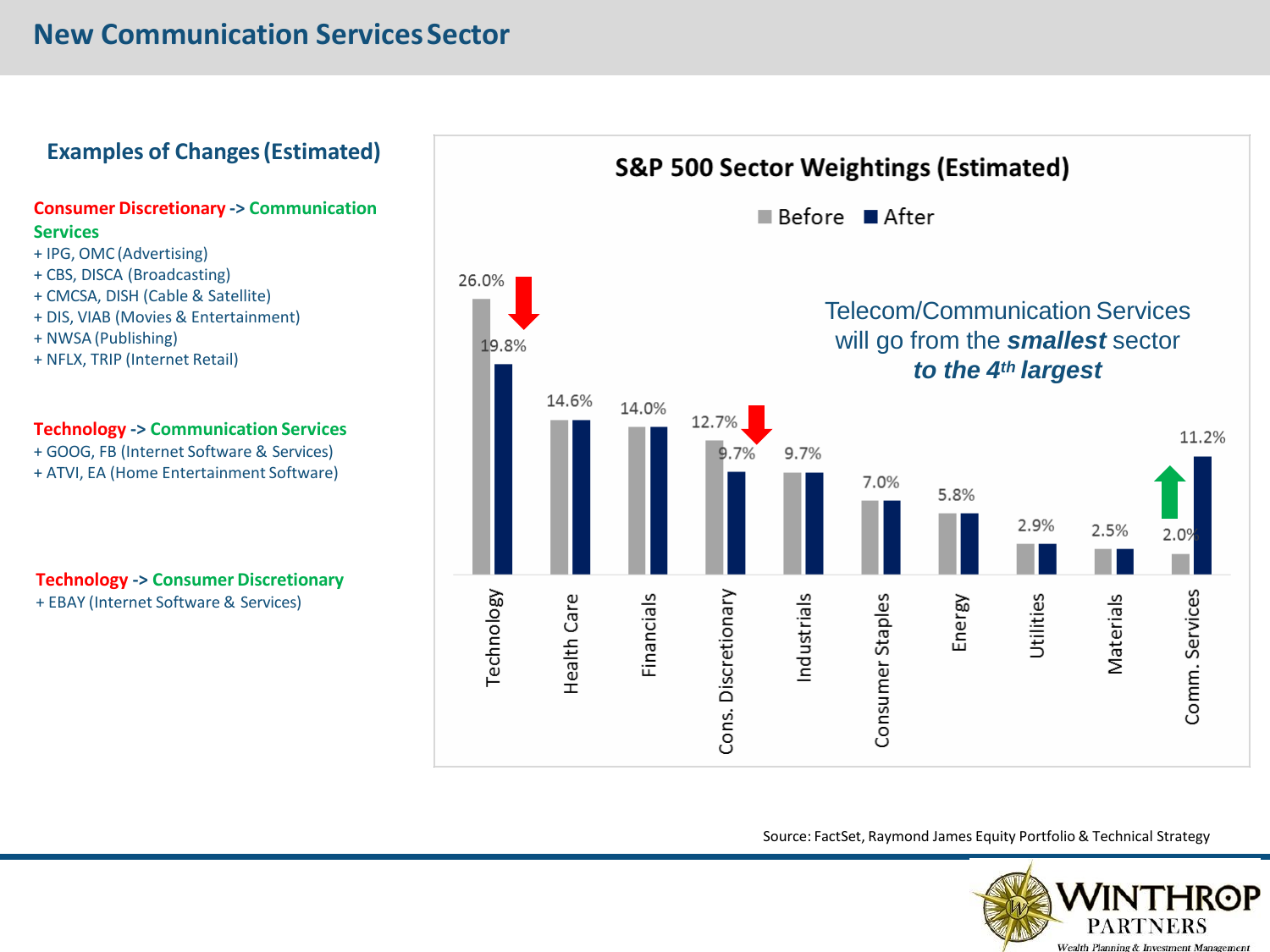# New Communication Services Sector

## Examples of Changes (Estimated)

**Consumer Discretionary -> Communication Services**

- + IPG, OMC (Advertising)
- + CBS, DISCA (Broadcasting)
- + CMCSA, DISH (Cable & Satellite)
- + DIS, VIAB (Movies & Entertainment)
- + NWSA (Publishing)
- + NFLX, TRIP (Internet Retail)

**Technology -> Communication Services**

- + GOOG, FB (Internet Software & Services)
- + ATVI, EA (Home Entertainment Software)

**Technology -> Consumer Discretionary**

- + EBAY (Internet Software & Services)

## S&P 500 Sector Weightings (Estimated)

| Sector | Before | After |
|---|---|---|
| Technology | 26.0% | 19.8% |
| Health Care | 14.6% | 14.6% |
| Financials | 14.0% | 14.0% |
| Cons. Discretionary | 12.7% | 9.7% |
| Industrials | 9.7% | 9.7% |
| Consumer Staples | 7.0% | 7.0% |
| Energy | 5.8% | 5.8% |
| Utilities | 2.9% | 2.9% |
| Materials | 2.5% | 2.5% |
| Comm. Services | 2.0% | 11.2% |

Telecom/Communication Services will go from the ***smallest*** sector ***to the 4th largest***

Source: FactSet, Raymond James Equity Portfolio & Technical Strategy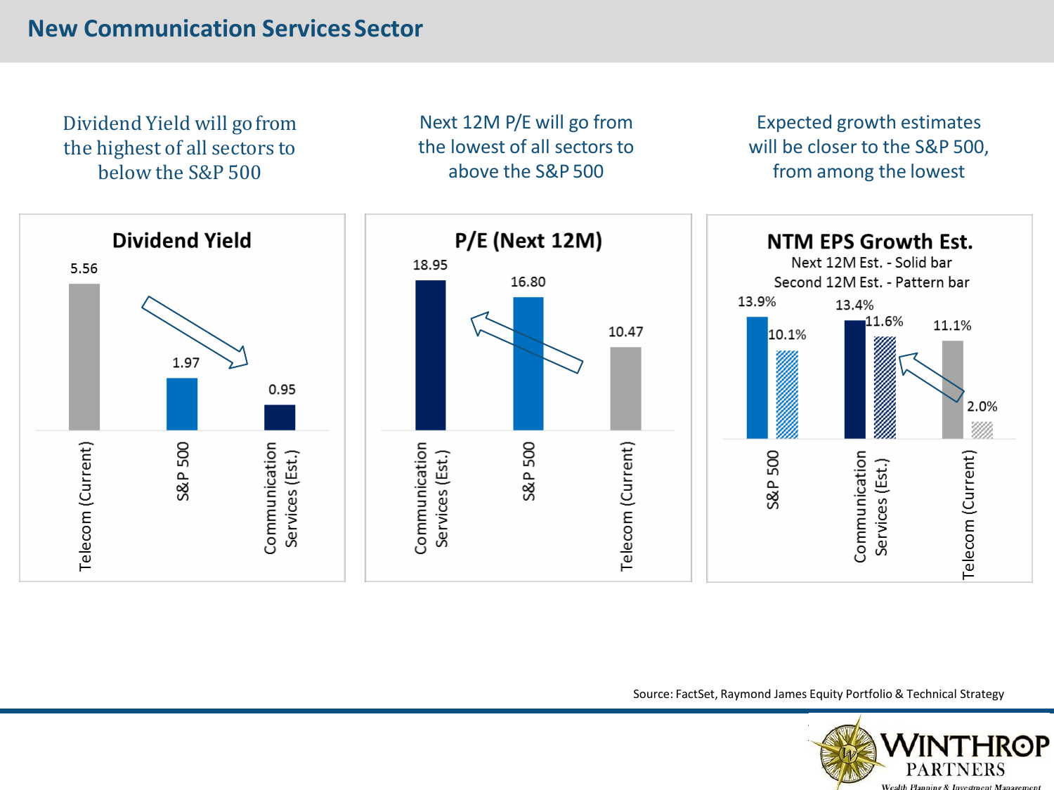# New Communication Services Sector

Dividend Yield will go from the highest of all sectors to below the S&P 500

Next 12M P/E will go from the lowest of all sectors to above the S&P 500

Expected growth estimates will be closer to the S&P 500, from among the lowest

**Dividend Yield**

| | Dividend Yield |
|---|---|
| Telecom (Current) | 5.56 |
| S&P 500 | 1.97 |
| Communication Services (Est.) | 0.95 |

**P/E (Next 12M)**

| | P/E (Next 12M) |
|---|---|
| Communication Services (Est.) | 18.95 |
| S&P 500 | 16.80 |
| Telecom (Current) | 10.47 |

**NTM EPS Growth Est.**

Next 12M Est. - Solid bar
Second 12M Est. - Pattern bar

| | Next 12M Est. | Second 12M Est. |
|---|---|---|
| S&P 500 | 13.9% | 10.1% |
| Communication Services (Est.) | 13.4% | 11.6% |
| Telecom (Current) | 11.1% | 2.0% |

Source: FactSet, Raymond James Equity Portfolio & Technical Strategy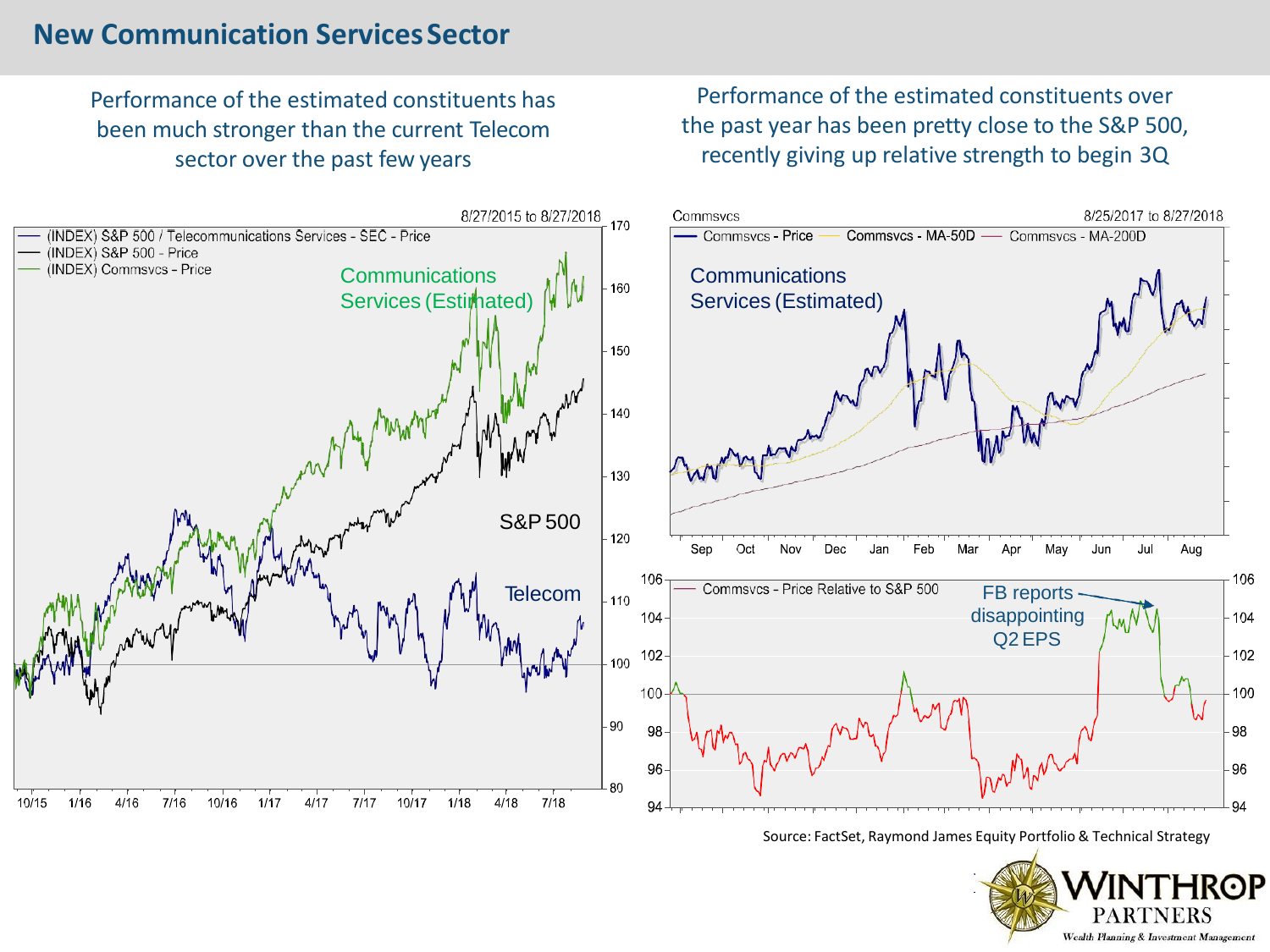# New Communication Services Sector

Performance of the estimated constituents has been much stronger than the current Telecom sector over the past few years

Performance of the estimated constituents over the past year has been pretty close to the S&P 500, recently giving up relative strength to begin 3Q

8/27/2015 to 8/27/2018

(INDEX) S&P 500 / Telecommunications Services - SEC - Price
(INDEX) S&P 500 - Price
(INDEX) Commsvcs - Price

Communications Services (Estimated)

S&P 500

Telecom

170
160
150
140
130
120
110
100
90
80

10/15 1/16 4/16 7/16 10/16 1/17 4/17 7/17 10/17 1/18 4/18 7/18

Commsvcs

8/25/2017 to 8/27/2018

Commsvcs - Price
Commsvcs - MA-50D
Commsvcs - MA-200D

Communications Services (Estimated)

Sep Oct Nov Dec Jan Feb Mar Apr May Jun Jul Aug

Commsvcs - Price Relative to S&P 500

FB reports disappointing Q2 EPS

106
104
102
100
98
96
94

Source: FactSet, Raymond James Equity Portfolio & Technical Strategy

WINTHROP PARTNERS
Wealth Planning & Investment Management